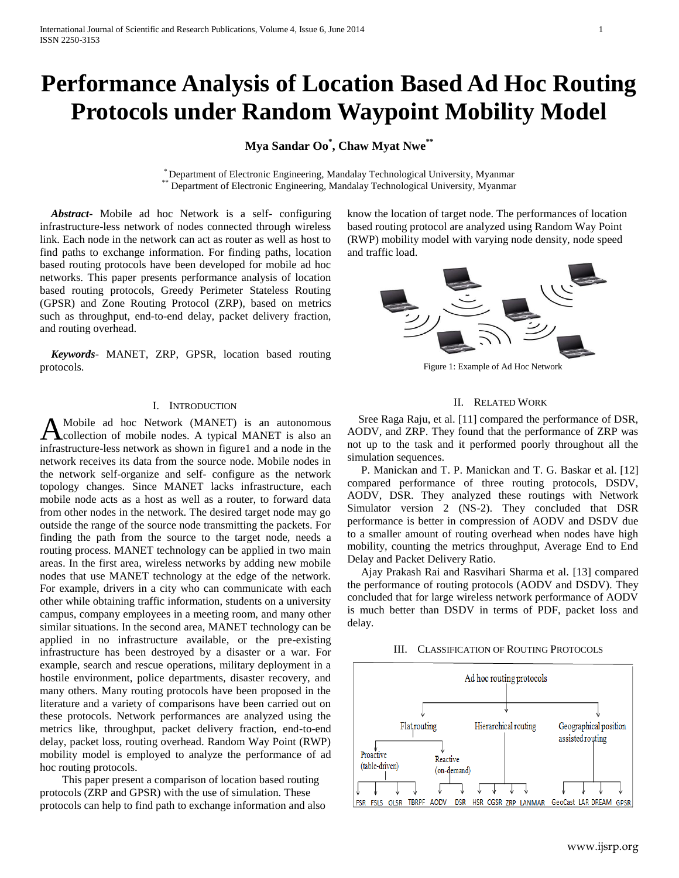# Performance Analysis of Location Based Ad Hoc Routing Protocols under Random Waypoint Mobility Model

**Mya Sandar Oo[*], Chaw Myat Nwe[**]**

[*] Department of Electronic Engineering, Mandalay Technological University, Myanmar
[**] Department of Electronic Engineering, Mandalay Technological University, Myanmar

***Abstract***- Mobile ad hoc Network is a self- configuring infrastructure-less network of nodes connected through wireless link. Each node in the network can act as router as well as host to find paths to exchange information. For finding paths, location based routing protocols have been developed for mobile ad hoc networks. This paper presents performance analysis of location based routing protocols, Greedy Perimeter Stateless Routing (GPSR) and Zone Routing Protocol (ZRP), based on metrics such as throughput, end-to-end delay, packet delivery fraction, and routing overhead.

***Keywords***- MANET, ZRP, GPSR, location based routing protocols.

## I. Introduction

A Mobile ad hoc Network (MANET) is an autonomous collection of mobile nodes. A typical MANET is also an infrastructure-less network as shown in figure1 and a node in the network receives its data from the source node. Mobile nodes in the network self-organize and self- configure as the network topology changes. Since MANET lacks infrastructure, each mobile node acts as a host as well as a router, to forward data from other nodes in the network. The desired target node may go outside the range of the source node transmitting the packets. For finding the path from the source to the target node, needs a routing process. MANET technology can be applied in two main areas. In the first area, wireless networks by adding new mobile nodes that use MANET technology at the edge of the network. For example, drivers in a city who can communicate with each other while obtaining traffic information, students on a university campus, company employees in a meeting room, and many other similar situations. In the second area, MANET technology can be applied in no infrastructure available, or the pre-existing infrastructure has been destroyed by a disaster or a war. For example, search and rescue operations, military deployment in a hostile environment, police departments, disaster recovery, and many others. Many routing protocols have been proposed in the literature and a variety of comparisons have been carried out on these protocols. Network performances are analyzed using the metrics like, throughput, packet delivery fraction, end-to-end delay, packet loss, routing overhead. Random Way Point (RWP) mobility model is employed to analyze the performance of ad hoc routing protocols.

This paper present a comparison of location based routing protocols (ZRP and GPSR) with the use of simulation. These protocols can help to find path to exchange information and also know the location of target node. The performances of location based routing protocol are analyzed using Random Way Point (RWP) mobility model with varying node density, node speed and traffic load.

Figure 1: Example of Ad Hoc Network

## II. Related Work

Sree Raga Raju, et al. [11] compared the performance of DSR, AODV, and ZRP. They found that the performance of ZRP was not up to the task and it performed poorly throughout all the simulation sequences.

P. Manickan and T. P. Manickan and T. G. Baskar et al. [12] compared performance of three routing protocols, DSDV, AODV, DSR. They analyzed these routings with Network Simulator version 2 (NS-2). They concluded that DSR performance is better in compression of AODV and DSDV due to a smaller amount of routing overhead when nodes have high mobility, counting the metrics throughput, Average End to End Delay and Packet Delivery Ratio.

Ajay Prakash Rai and Rasvihari Sharma et al. [13] compared the performance of routing protocols (AODV and DSDV). They concluded that for large wireless network performance of AODV is much better than DSDV in terms of PDF, packet loss and delay.

## III. Classification of Routing Protocols

Ad hoc routing protocols
- Flat routing
  - Proactive (table-driven): FSR, FSLS, OLSR, TBRPF
  - Reactive (on-demand): AODV, DSR
- Hierarchical routing: HSR, CGSR, ZRP, LANMAR
- Geographical position assisted routing: GeoCast, LAR, DREAM, GPSR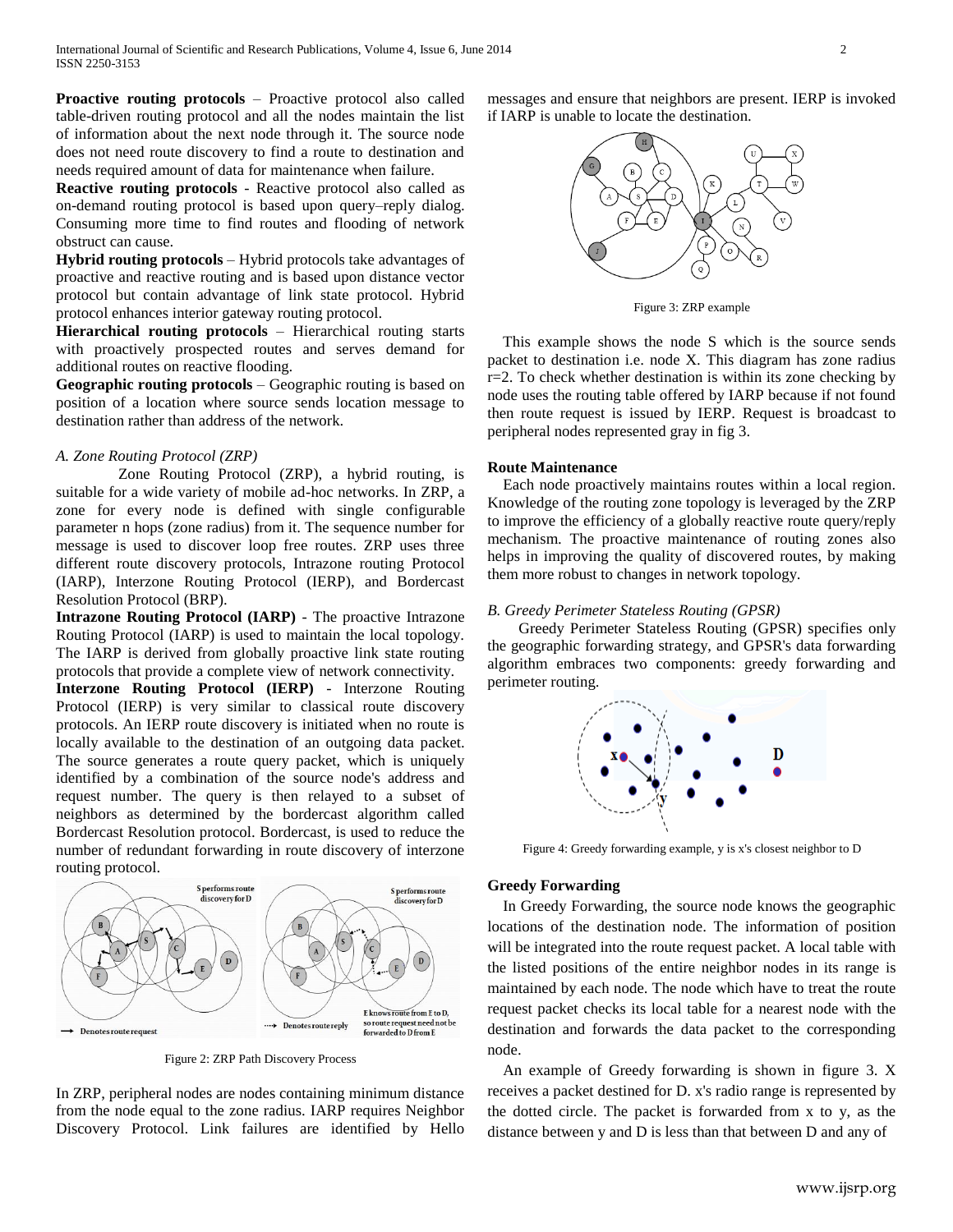**Proactive routing protocols** – Proactive protocol also called table-driven routing protocol and all the nodes maintain the list of information about the next node through it. The source node does not need route discovery to find a route to destination and needs required amount of data for maintenance when failure.

**Reactive routing protocols** - Reactive protocol also called as on-demand routing protocol is based upon query–reply dialog. Consuming more time to find routes and flooding of network obstruct can cause.

**Hybrid routing protocols** – Hybrid protocols take advantages of proactive and reactive routing and is based upon distance vector protocol but contain advantage of link state protocol. Hybrid protocol enhances interior gateway routing protocol.

**Hierarchical routing protocols** – Hierarchical routing starts with proactively prospected routes and serves demand for additional routes on reactive flooding.

**Geographic routing protocols** – Geographic routing is based on position of a location where source sends location message to destination rather than address of the network.

### *A. Zone Routing Protocol (ZRP)*

Zone Routing Protocol (ZRP), a hybrid routing, is suitable for a wide variety of mobile ad-hoc networks. In ZRP, a zone for every node is defined with single configurable parameter n hops (zone radius) from it. The sequence number for message is used to discover loop free routes. ZRP uses three different route discovery protocols, Intrazone routing Protocol (IARP), Interzone Routing Protocol (IERP), and Bordercast Resolution Protocol (BRP).

**Intrazone Routing Protocol (IARP)** - The proactive Intrazone Routing Protocol (IARP) is used to maintain the local topology. The IARP is derived from globally proactive link state routing protocols that provide a complete view of network connectivity.

**Interzone Routing Protocol (IERP)** - Interzone Routing Protocol (IERP) is very similar to classical route discovery protocols. An IERP route discovery is initiated when no route is locally available to the destination of an outgoing data packet. The source generates a route query packet, which is uniquely identified by a combination of the source node's address and request number. The query is then relayed to a subset of neighbors as determined by the bordercast algorithm called Bordercast Resolution protocol. Bordercast, is used to reduce the number of redundant forwarding in route discovery of interzone routing protocol.

Figure 2: ZRP Path Discovery Process

In ZRP, peripheral nodes are nodes containing minimum distance from the node equal to the zone radius. IARP requires Neighbor Discovery Protocol. Link failures are identified by Hello messages and ensure that neighbors are present. IERP is invoked if IARP is unable to locate the destination.

Figure 3: ZRP example

This example shows the node S which is the source sends packet to destination i.e. node X. This diagram has zone radius r=2. To check whether destination is within its zone checking by node uses the routing table offered by IARP because if not found then route request is issued by IERP. Request is broadcast to peripheral nodes represented gray in fig 3.

#### Route Maintenance

Each node proactively maintains routes within a local region. Knowledge of the routing zone topology is leveraged by the ZRP to improve the efficiency of a globally reactive route query/reply mechanism. The proactive maintenance of routing zones also helps in improving the quality of discovered routes, by making them more robust to changes in network topology.

### *B. Greedy Perimeter Stateless Routing (GPSR)*

Greedy Perimeter Stateless Routing (GPSR) specifies only the geographic forwarding strategy, and GPSR's data forwarding algorithm embraces two components: greedy forwarding and perimeter routing.

Figure 4: Greedy forwarding example, y is x's closest neighbor to D

#### Greedy Forwarding

In Greedy Forwarding, the source node knows the geographic locations of the destination node. The information of position will be integrated into the route request packet. A local table with the listed positions of the entire neighbor nodes in its range is maintained by each node. The node which have to treat the route request packet checks its local table for a nearest node with the destination and forwards the data packet to the corresponding node.

An example of Greedy forwarding is shown in figure 3. X receives a packet destined for D. x's radio range is represented by the dotted circle. The packet is forwarded from x to y, as the distance between y and D is less than that between D and any of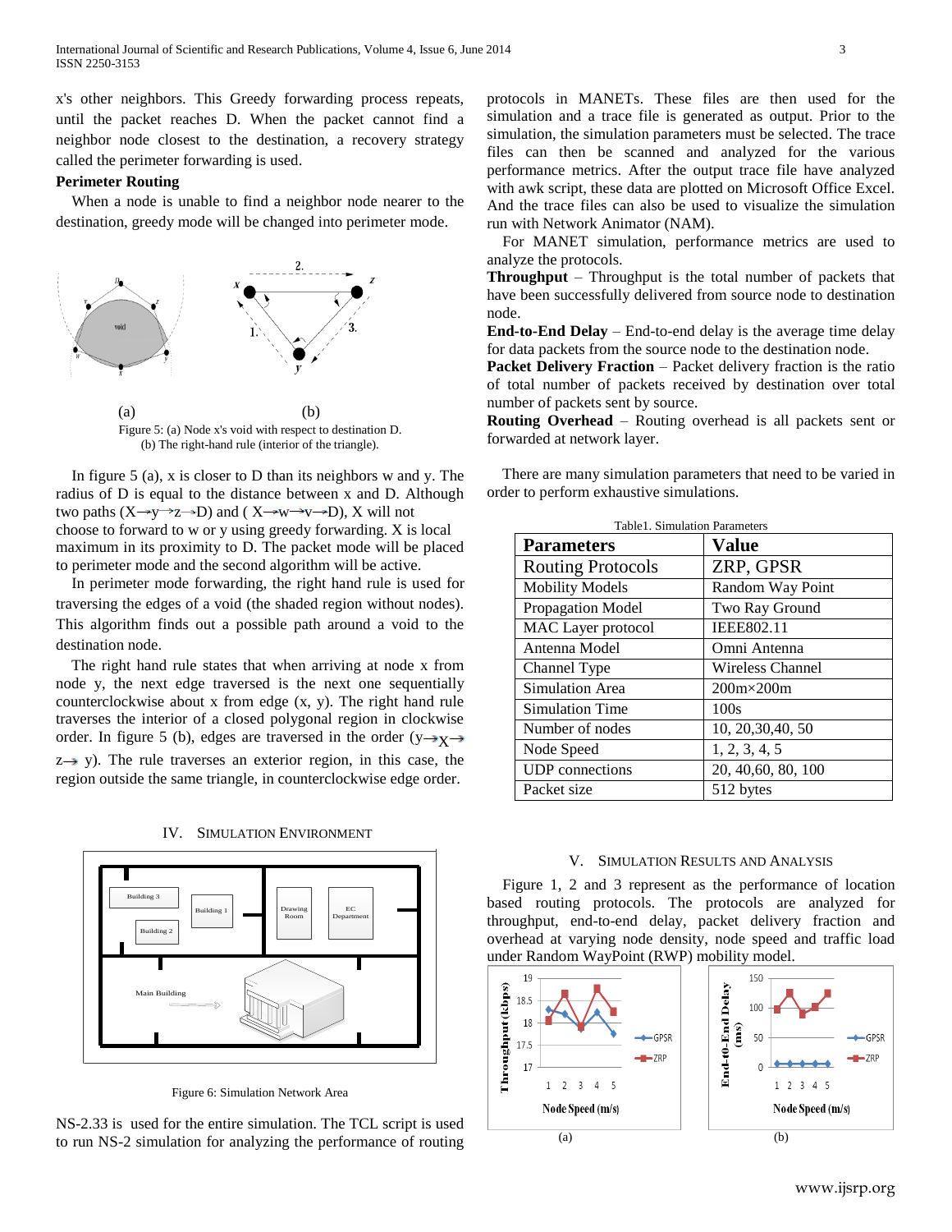x's other neighbors. This Greedy forwarding process repeats, until the packet reaches D. When the packet cannot find a neighbor node closest to the destination, a recovery strategy called the perimeter forwarding is used.

**Perimeter Routing**

When a node is unable to find a neighbor node nearer to the destination, greedy mode will be changed into perimeter mode.

Figure 5: (a) Node x's void with respect to destination D. (b) The right-hand rule (interior of the triangle).

In figure 5 (a), x is closer to D than its neighbors w and y. The radius of D is equal to the distance between x and D. Although two paths (X→y→z→D) and ( X→w→v→D), X will not choose to forward to w or y using greedy forwarding. X is local maximum in its proximity to D. The packet mode will be placed to perimeter mode and the second algorithm will be active.

In perimeter mode forwarding, the right hand rule is used for traversing the edges of a void (the shaded region without nodes). This algorithm finds out a possible path around a void to the destination node.

The right hand rule states that when arriving at node x from node y, the next edge traversed is the next one sequentially counterclockwise about x from edge (x, y). The right hand rule traverses the interior of a closed polygonal region in clockwise order. In figure 5 (b), edges are traversed in the order (y→x→z→ y). The rule traverses an exterior region, in this case, the region outside the same triangle, in counterclockwise edge order.

## IV. Simulation Environment

Figure 6: Simulation Network Area

NS-2.33 is used for the entire simulation. The TCL script is used to run NS-2 simulation for analyzing the performance of routing protocols in MANETs. These files are then used for the simulation and a trace file is generated as output. Prior to the simulation, the simulation parameters must be selected. The trace files can then be scanned and analyzed for the various performance metrics. After the output trace file have analyzed with awk script, these data are plotted on Microsoft Office Excel. And the trace files can also be used to visualize the simulation run with Network Animator (NAM).

For MANET simulation, performance metrics are used to analyze the protocols.

**Throughput** – Throughput is the total number of packets that have been successfully delivered from source node to destination node.

**End-to-End Delay** – End-to-end delay is the average time delay for data packets from the source node to the destination node.

**Packet Delivery Fraction** – Packet delivery fraction is the ratio of total number of packets received by destination over total number of packets sent by source.

**Routing Overhead** – Routing overhead is all packets sent or forwarded at network layer.

There are many simulation parameters that need to be varied in order to perform exhaustive simulations.

Table1. Simulation Parameters

| Parameters | Value |
|---|---|
| Routing Protocols | ZRP, GPSR |
| Mobility Models | Random Way Point |
| Propagation Model | Two Ray Ground |
| MAC Layer protocol | IEEE802.11 |
| Antenna Model | Omni Antenna |
| Channel Type | Wireless Channel |
| Simulation Area | 200m×200m |
| Simulation Time | 100s |
| Number of nodes | 10, 20,30,40, 50 |
| Node Speed | 1, 2, 3, 4, 5 |
| UDP connections | 20, 40,60, 80, 100 |
| Packet size | 512 bytes |

## V. Simulation Results and Analysis

Figure 1, 2 and 3 represent as the performance of location based routing protocols. The protocols are analyzed for throughput, end-to-end delay, packet delivery fraction and overhead at varying node density, node speed and traffic load under Random WayPoint (RWP) mobility model.

(a) (b)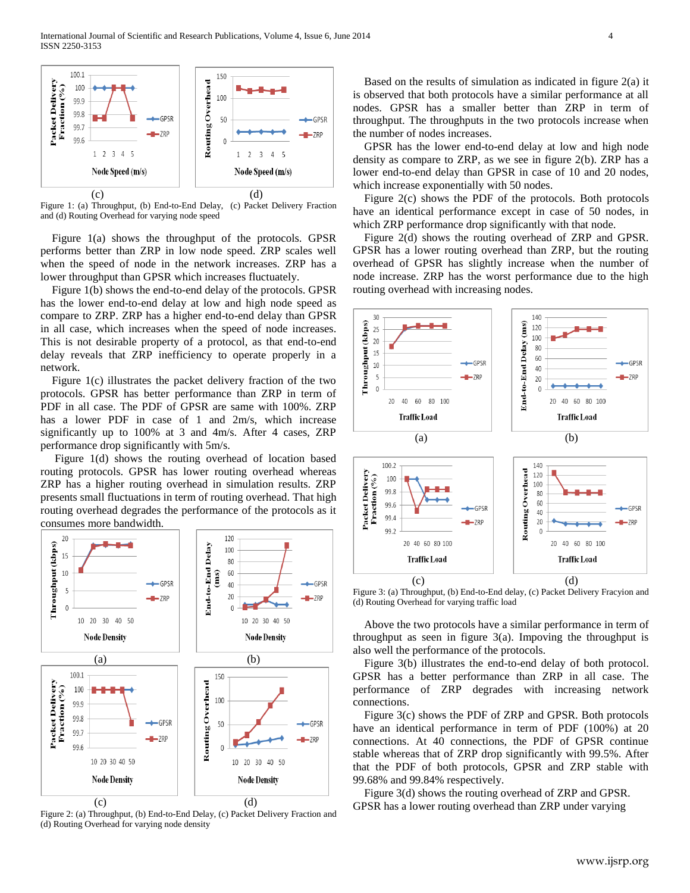(c) (d)

Figure 1: (a) Throughput, (b) End-to-End Delay, (c) Packet Delivery Fraction and (d) Routing Overhead for varying node speed

Figure 1(a) shows the throughput of the protocols. GPSR performs better than ZRP in low node speed. ZRP scales well when the speed of node in the network increases. ZRP has a lower throughput than GPSR which increases fluctuately.

Figure 1(b) shows the end-to-end delay of the protocols. GPSR has the lower end-to-end delay at low and high node speed as compare to ZRP. ZRP has a higher end-to-end delay than GPSR in all case, which increases when the speed of node increases. This is not desirable property of a protocol, as that end-to-end delay reveals that ZRP inefficiency to operate properly in a network.

Figure 1(c) illustrates the packet delivery fraction of the two protocols. GPSR has better performance than ZRP in term of PDF in all case. The PDF of GPSR are same with 100%. ZRP has a lower PDF in case of 1 and 2m/s, which increase significantly up to 100% at 3 and 4m/s. After 4 cases, ZRP performance drop significantly with 5m/s.

Figure 1(d) shows the routing overhead of location based routing protocols. GPSR has lower routing overhead whereas ZRP has a higher routing overhead in simulation results. ZRP presents small fluctuations in term of routing overhead. That high routing overhead degrades the performance of the protocols as it consumes more bandwidth.

(a) (b)

(c) (d)

Figure 2: (a) Throughput, (b) End-to-End Delay, (c) Packet Delivery Fraction and (d) Routing Overhead for varying node density

Based on the results of simulation as indicated in figure 2(a) it is observed that both protocols have a similar performance at all nodes. GPSR has a smaller better than ZRP in term of throughput. The throughputs in the two protocols increase when the number of nodes increases.

GPSR has the lower end-to-end delay at low and high node density as compare to ZRP, as we see in figure 2(b). ZRP has a lower end-to-end delay than GPSR in case of 10 and 20 nodes, which increase exponentially with 50 nodes.

Figure 2(c) shows the PDF of the protocols. Both protocols have an identical performance except in case of 50 nodes, in which ZRP performance drop significantly with that node.

Figure 2(d) shows the routing overhead of ZRP and GPSR. GPSR has a lower routing overhead than ZRP, but the routing overhead of GPSR has slightly increase when the number of node increase. ZRP has the worst performance due to the high routing overhead with increasing nodes.

(a) (b)

(c) (d)

Figure 3: (a) Throughput, (b) End-to-End delay, (c) Packet Delivery Fracyion and (d) Routing Overhead for varying traffic load

Above the two protocols have a similar performance in term of throughput as seen in figure 3(a). Impoving the throughput is also well the performance of the protocols.

Figure 3(b) illustrates the end-to-end delay of both protocol. GPSR has a better performance than ZRP in all case. The performance of ZRP degrades with increasing network connections.

Figure 3(c) shows the PDF of ZRP and GPSR. Both protocols have an identical performance in term of PDF (100%) at 20 connections. At 40 connections, the PDF of GPSR continue stable whereas that of ZRP drop significantly with 99.5%. After that the PDF of both protocols, GPSR and ZRP stable with 99.68% and 99.84% respectively.

Figure 3(d) shows the routing overhead of ZRP and GPSR. GPSR has a lower routing overhead than ZRP under varying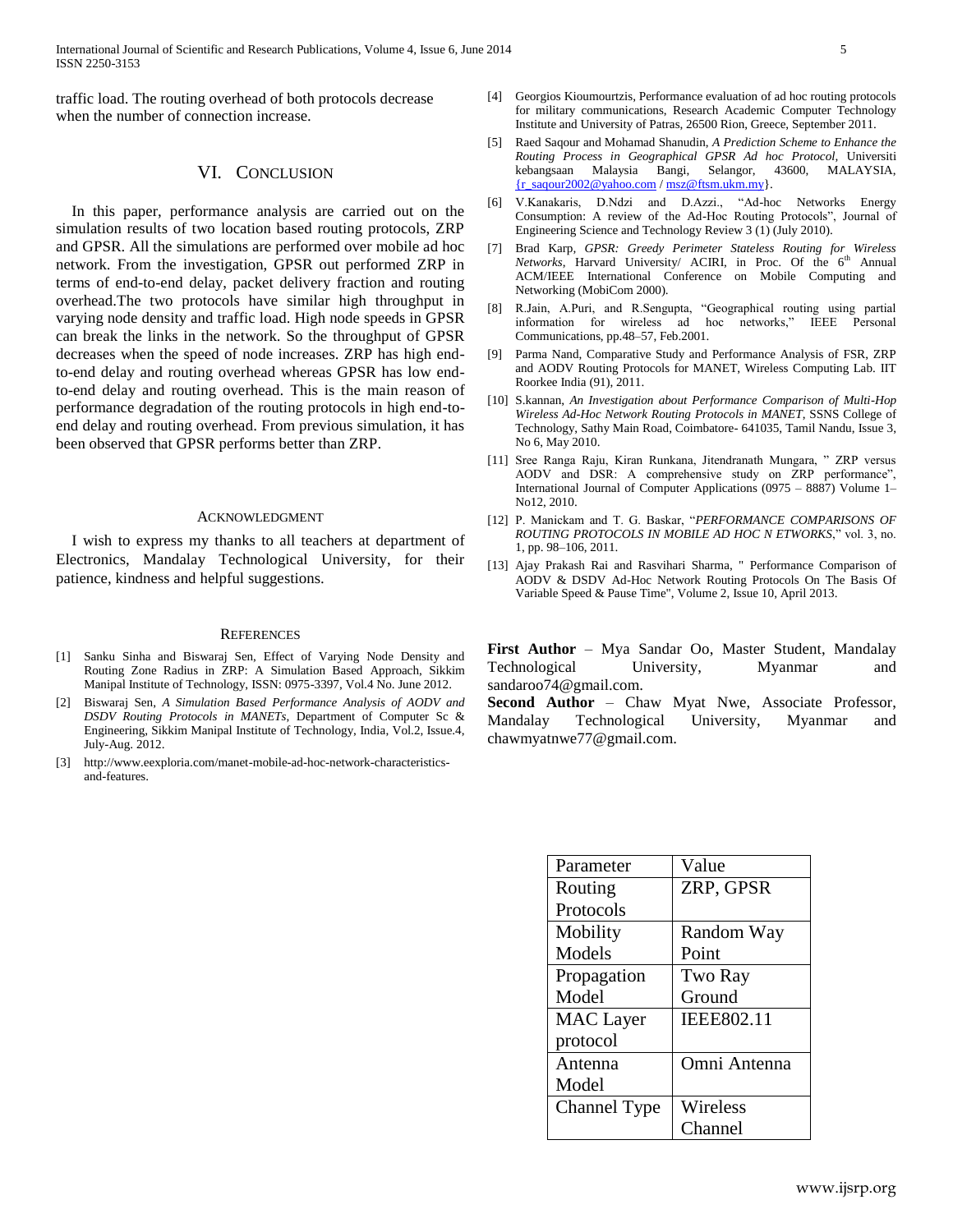traffic load. The routing overhead of both protocols decrease when the number of connection increase.

## VI. Conclusion

In this paper, performance analysis are carried out on the simulation results of two location based routing protocols, ZRP and GPSR. All the simulations are performed over mobile ad hoc network. From the investigation, GPSR out performed ZRP in terms of end-to-end delay, packet delivery fraction and routing overhead.The two protocols have similar high throughput in varying node density and traffic load. High node speeds in GPSR can break the links in the network. So the throughput of GPSR decreases when the speed of node increases. ZRP has high end-to-end delay and routing overhead whereas GPSR has low end-to-end delay and routing overhead. This is the main reason of performance degradation of the routing protocols in high end-to-end delay and routing overhead. From previous simulation, it has been observed that GPSR performs better than ZRP.

## Acknowledgment

I wish to express my thanks to all teachers at department of Electronics, Mandalay Technological University, for their patience, kindness and helpful suggestions.

## References

[1] Sanku Sinha and Biswaraj Sen, Effect of Varying Node Density and Routing Zone Radius in ZRP: A Simulation Based Approach, Sikkim Manipal Institute of Technology, ISSN: 0975-3397, Vol.4 No. June 2012.

[2] Biswaraj Sen, *A Simulation Based Performance Analysis of AODV and DSDV Routing Protocols in MANETs*, Department of Computer Sc & Engineering, Sikkim Manipal Institute of Technology, India, Vol.2, Issue.4, July-Aug. 2012.

[3] http://www.eexploria.com/manet-mobile-ad-hoc-network-characteristics-and-features.

[4] Georgios Kioumourtzis, Performance evaluation of ad hoc routing protocols for military communications, Research Academic Computer Technology Institute and University of Patras, 26500 Rion, Greece, September 2011.

[5] Raed Saqour and Mohamad Shanudin, *A Prediction Scheme to Enhance the Routing Process in Geographical GPSR Ad hoc Protocol*, Universiti kebangsaan Malaysia Bangi, Selangor, 43600, MALAYSIA, {r_saqour2002@yahoo.com / msz@ftsm.ukm.my}.

[6] V.Kanakaris, D.Ndzi and D.Azzi., "Ad-hoc Networks Energy Consumption: A review of the Ad-Hoc Routing Protocols", Journal of Engineering Science and Technology Review 3 (1) (July 2010).

[7] Brad Karp, *GPSR: Greedy Perimeter Stateless Routing for Wireless Networks*, Harvard University/ ACIRI, in Proc. Of the 6th Annual ACM/IEEE International Conference on Mobile Computing and Networking (MobiCom 2000).

[8] R.Jain, A.Puri, and R.Sengupta, "Geographical routing using partial information for wireless ad hoc networks," IEEE Personal Communications, pp.48–57, Feb.2001.

[9] Parma Nand, Comparative Study and Performance Analysis of FSR, ZRP and AODV Routing Protocols for MANET, Wireless Computing Lab. IIT Roorkee India (91), 2011.

[10] S.kannan, *An Investigation about Performance Comparison of Multi-Hop Wireless Ad-Hoc Network Routing Protocols in MANET*, SSNS College of Technology, Sathy Main Road, Coimbatore- 641035, Tamil Nandu, Issue 3, No 6, May 2010.

[11] Sree Ranga Raju, Kiran Runkana, Jitendranath Mungara, " ZRP versus AODV and DSR: A comprehensive study on ZRP performance", International Journal of Computer Applications (0975 – 8887) Volume 1– No12, 2010.

[12] P. Manickam and T. G. Baskar, "*PERFORMANCE COMPARISONS OF ROUTING PROTOCOLS IN MOBILE AD HOC N ETWORKS*," vol. 3, no. 1, pp. 98–106, 2011.

[13] Ajay Prakash Rai and Rasvihari Sharma, " Performance Comparison of AODV & DSDV Ad-Hoc Network Routing Protocols On The Basis Of Variable Speed & Pause Time", Volume 2, Issue 10, April 2013.

**First Author** – Mya Sandar Oo, Master Student, Mandalay Technological University, Myanmar and sandaroo74@gmail.com.

**Second Author** – Chaw Myat Nwe, Associate Professor, Mandalay Technological University, Myanmar and chawmyatnwe77@gmail.com.

| Parameter | Value |
|---|---|
| Routing Protocols | ZRP, GPSR |
| Mobility Models | Random Way Point |
| Propagation Model | Two Ray Ground |
| MAC Layer protocol | IEEE802.11 |
| Antenna Model | Omni Antenna |
| Channel Type | Wireless Channel |